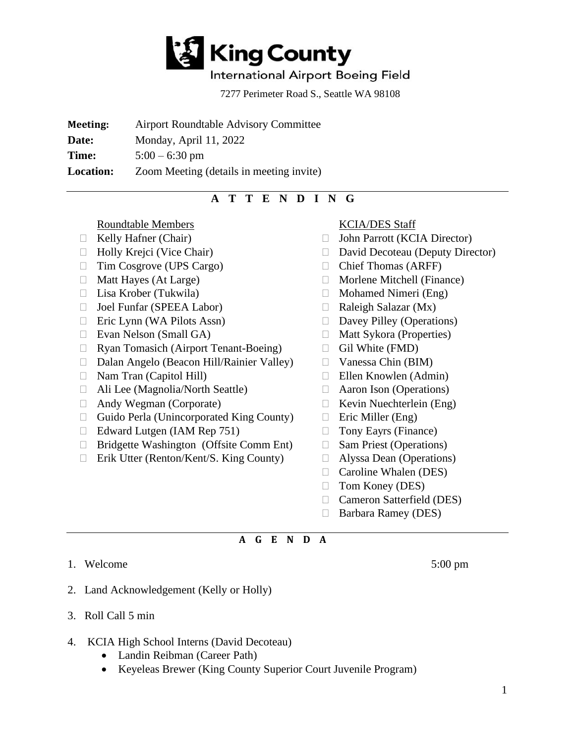# King County

International Airport Boeing Field

7277 Perimeter Road S., Seattle WA 98108

**Meeting:** Airport Roundtable Advisory Committee
**Date:** Monday, April 11, 2022
**Time:** 5:00 – 6:30 pm
**Location:** Zoom Meeting (details in meeting invite)

---

## A T T E N D I N G

Roundtable Members

- Kelly Hafner (Chair)
- Holly Krejci (Vice Chair)
- Tim Cosgrove (UPS Cargo)
- Matt Hayes (At Large)
- Lisa Krober (Tukwila)
- Joel Funfar (SPEEA Labor)
- Eric Lynn (WA Pilots Assn)
- Evan Nelson (Small GA)
- Ryan Tomasich (Airport Tenant-Boeing)
- Dalan Angelo (Beacon Hill/Rainier Valley)
- Nam Tran (Capitol Hill)
- Ali Lee (Magnolia/North Seattle)
- Andy Wegman (Corporate)
- Guido Perla (Unincorporated King County)
- Edward Lutgen (IAM Rep 751)
- Bridgette Washington (Offsite Comm Ent)
- Erik Utter (Renton/Kent/S. King County)

KCIA/DES Staff

- John Parrott (KCIA Director)
- David Decoteau (Deputy Director)
- Chief Thomas (ARFF)
- Morlene Mitchell (Finance)
- Mohamed Nimeri (Eng)
- Raleigh Salazar (Mx)
- Davey Pilley (Operations)
- Matt Sykora (Properties)
- Gil White (FMD)
- Vanessa Chin (BIM)
- Ellen Knowlen (Admin)
- Aaron Ison (Operations)
- Kevin Nuechterlein (Eng)
- Eric Miller (Eng)
- Tony Eayrs (Finance)
- Sam Priest (Operations)
- Alyssa Dean (Operations)
- Caroline Whalen (DES)
- Tom Koney (DES)
- Cameron Satterfield (DES)
- Barbara Ramey (DES)

---

## A G E N D A

1. Welcome 5:00 pm
2. Land Acknowledgement (Kelly or Holly)
3. Roll Call 5 min
4. KCIA High School Interns (David Decoteau)
   - Landin Reibman (Career Path)
   - Keyeleas Brewer (King County Superior Court Juvenile Program)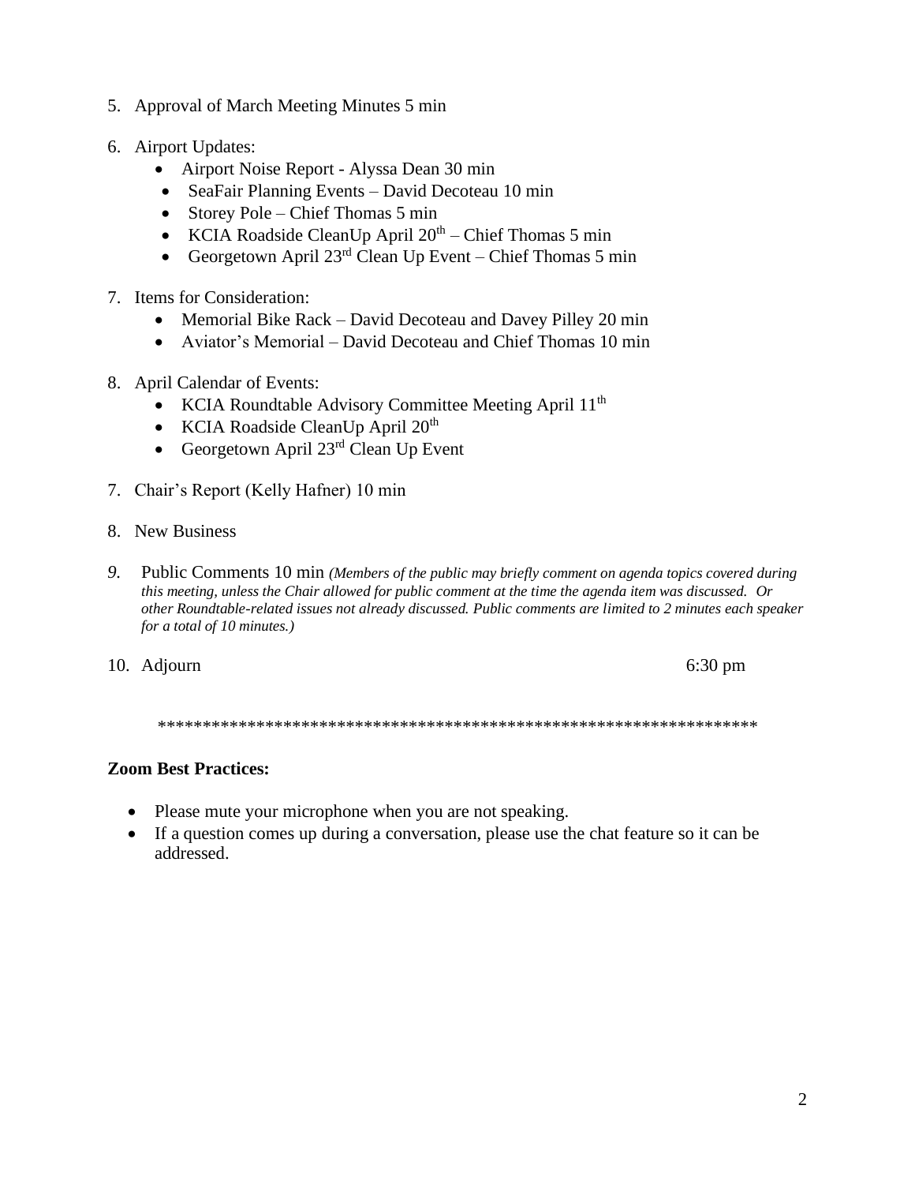5. Approval of March Meeting Minutes 5 min

6. Airport Updates:
   - Airport Noise Report - Alyssa Dean 30 min
   - SeaFair Planning Events – David Decoteau 10 min
   - Storey Pole – Chief Thomas 5 min
   - KCIA Roadside CleanUp April 20th – Chief Thomas 5 min
   - Georgetown April 23rd Clean Up Event – Chief Thomas 5 min

7. Items for Consideration:
   - Memorial Bike Rack – David Decoteau and Davey Pilley 20 min
   - Aviator's Memorial – David Decoteau and Chief Thomas 10 min

8. April Calendar of Events:
   - KCIA Roundtable Advisory Committee Meeting April 11th
   - KCIA Roadside CleanUp April 20th
   - Georgetown April 23rd Clean Up Event

7. Chair's Report (Kelly Hafner) 10 min

8. New Business

9. Public Comments 10 min *(Members of the public may briefly comment on agenda topics covered during this meeting, unless the Chair allowed for public comment at the time the agenda item was discussed. Or other Roundtable-related issues not already discussed. Public comments are limited to 2 minutes each speaker for a total of 10 minutes.)*

10. Adjourn 6:30 pm

*********************************************************************

**Zoom Best Practices:**

- Please mute your microphone when you are not speaking.
- If a question comes up during a conversation, please use the chat feature so it can be addressed.